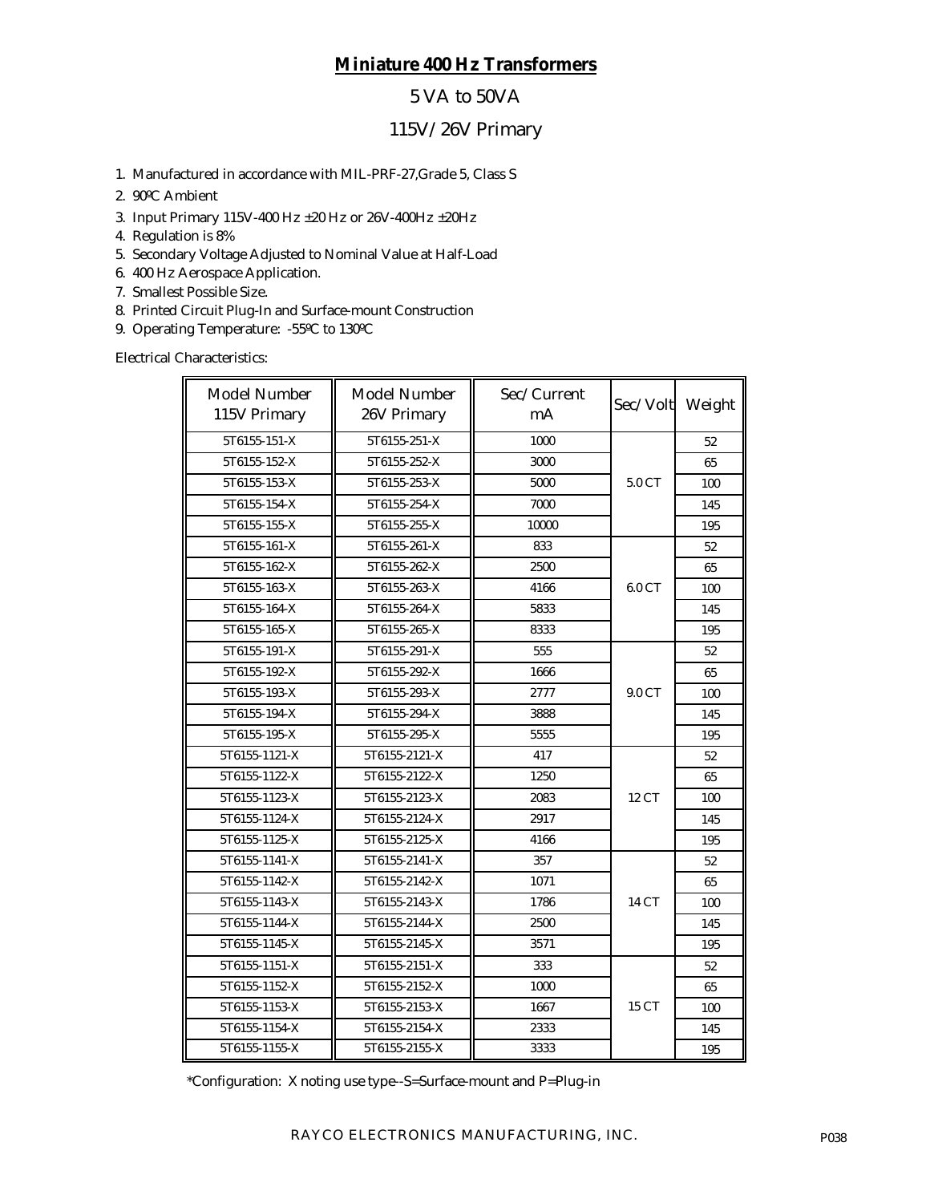# Miniature 400 Hz Transformers

## 5 VA to 50VA

## 115V/26V Primary

1. Manufactured in accordance with MIL-PRF-27,Grade 5, Class S
2. 90ºC Ambient
3. Input Primary 115V-400 Hz ±20 Hz or 26V-400Hz ±20Hz
4. Regulation is 8%
5. Secondary Voltage Adjusted to Nominal Value at Half-Load
6. 400 Hz Aerospace Application.
7. Smallest Possible Size.
8. Printed Circuit Plug-In and Surface-mount Construction
9. Operating Temperature: -55ºC to 130ºC

Electrical Characteristics:

| Model Number 115V Primary | Model Number 26V Primary | Sec/Current mA | Sec/Volt | Weight |
|---|---|---|---|---|
| 5T6155-151-X | 5T6155-251-X | 1000 | 5.0 CT | 52 |
| 5T6155-152-X | 5T6155-252-X | 3000 | | 65 |
| 5T6155-153-X | 5T6155-253-X | 5000 | | 100 |
| 5T6155-154-X | 5T6155-254-X | 7000 | | 145 |
| 5T6155-155-X | 5T6155-255-X | 10000 | | 195 |
| 5T6155-161-X | 5T6155-261-X | 833 | 6.0 CT | 52 |
| 5T6155-162-X | 5T6155-262-X | 2500 | | 65 |
| 5T6155-163-X | 5T6155-263-X | 4166 | | 100 |
| 5T6155-164-X | 5T6155-264-X | 5833 | | 145 |
| 5T6155-165-X | 5T6155-265-X | 8333 | | 195 |
| 5T6155-191-X | 5T6155-291-X | 555 | 9.0 CT | 52 |
| 5T6155-192-X | 5T6155-292-X | 1666 | | 65 |
| 5T6155-193-X | 5T6155-293-X | 2777 | | 100 |
| 5T6155-194-X | 5T6155-294-X | 3888 | | 145 |
| 5T6155-195-X | 5T6155-295-X | 5555 | | 195 |
| 5T6155-1121-X | 5T6155-2121-X | 417 | 12 CT | 52 |
| 5T6155-1122-X | 5T6155-2122-X | 1250 | | 65 |
| 5T6155-1123-X | 5T6155-2123-X | 2083 | | 100 |
| 5T6155-1124-X | 5T6155-2124-X | 2917 | | 145 |
| 5T6155-1125-X | 5T6155-2125-X | 4166 | | 195 |
| 5T6155-1141-X | 5T6155-2141-X | 357 | 14 CT | 52 |
| 5T6155-1142-X | 5T6155-2142-X | 1071 | | 65 |
| 5T6155-1143-X | 5T6155-2143-X | 1786 | | 100 |
| 5T6155-1144-X | 5T6155-2144-X | 2500 | | 145 |
| 5T6155-1145-X | 5T6155-2145-X | 3571 | | 195 |
| 5T6155-1151-X | 5T6155-2151-X | 333 | 15 CT | 52 |
| 5T6155-1152-X | 5T6155-2152-X | 1000 | | 65 |
| 5T6155-1153-X | 5T6155-2153-X | 1667 | | 100 |
| 5T6155-1154-X | 5T6155-2154-X | 2333 | | 145 |
| 5T6155-1155-X | 5T6155-2155-X | 3333 | | 195 |

*Configuration: X noting use type--S=Surface-mount and P=Plug-in

RAYCO ELECTRONICS MANUFACTURING, INC.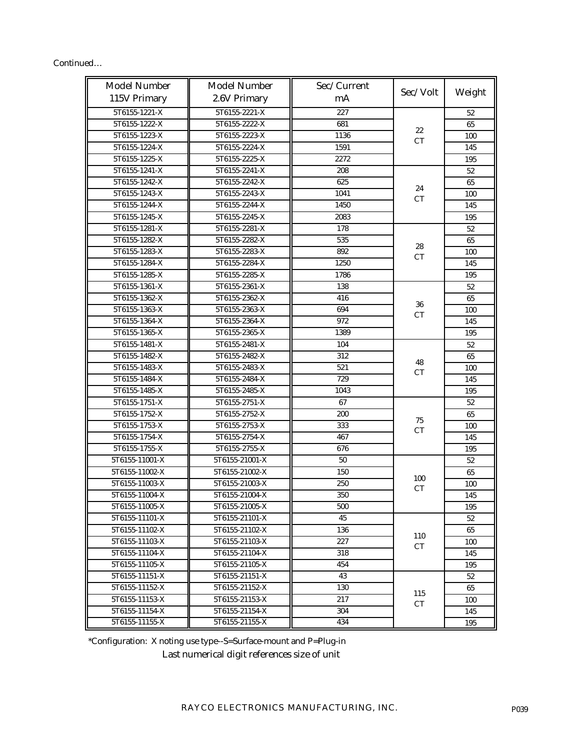Continued…

| Model Number 115V Primary | Model Number 2.6V Primary | Sec/Current mA | Sec/Volt | Weight |
|---|---|---|---|---|
| 5T6155-1221-X | 5T6155-2221-X | 227 | 22 CT | 52 |
| 5T6155-1222-X | 5T6155-2222-X | 681 | | 65 |
| 5T6155-1223-X | 5T6155-2223-X | 1136 | | 100 |
| 5T6155-1224-X | 5T6155-2224-X | 1591 | | 145 |
| 5T6155-1225-X | 5T6155-2225-X | 2272 | | 195 |
| 5T6155-1241-X | 5T6155-2241-X | 208 | 24 CT | 52 |
| 5T6155-1242-X | 5T6155-2242-X | 625 | | 65 |
| 5T6155-1243-X | 5T6155-2243-X | 1041 | | 100 |
| 5T6155-1244-X | 5T6155-2244-X | 1450 | | 145 |
| 5T6155-1245-X | 5T6155-2245-X | 2083 | | 195 |
| 5T6155-1281-X | 5T6155-2281-X | 178 | 28 CT | 52 |
| 5T6155-1282-X | 5T6155-2282-X | 535 | | 65 |
| 5T6155-1283-X | 5T6155-2283-X | 892 | | 100 |
| 5T6155-1284-X | 5T6155-2284-X | 1250 | | 145 |
| 5T6155-1285-X | 5T6155-2285-X | 1786 | | 195 |
| 5T6155-1361-X | 5T6155-2361-X | 138 | 36 CT | 52 |
| 5T6155-1362-X | 5T6155-2362-X | 416 | | 65 |
| 5T6155-1363-X | 5T6155-2363-X | 694 | | 100 |
| 5T6155-1364-X | 5T6155-2364-X | 972 | | 145 |
| 5T6155-1365-X | 5T6155-2365-X | 1389 | | 195 |
| 5T6155-1481-X | 5T6155-2481-X | 104 | 48 CT | 52 |
| 5T6155-1482-X | 5T6155-2482-X | 312 | | 65 |
| 5T6155-1483-X | 5T6155-2483-X | 521 | | 100 |
| 5T6155-1484-X | 5T6155-2484-X | 729 | | 145 |
| 5T6155-1485-X | 5T6155-2485-X | 1043 | | 195 |
| 5T6155-1751-X | 5T6155-2751-X | 67 | 75 CT | 52 |
| 5T6155-1752-X | 5T6155-2752-X | 200 | | 65 |
| 5T6155-1753-X | 5T6155-2753-X | 333 | | 100 |
| 5T6155-1754-X | 5T6155-2754-X | 467 | | 145 |
| 5T6155-1755-X | 5T6155-2755-X | 676 | | 195 |
| 5T6155-11001-X | 5T6155-21001-X | 50 | 100 CT | 52 |
| 5T6155-11002-X | 5T6155-21002-X | 150 | | 65 |
| 5T6155-11003-X | 5T6155-21003-X | 250 | | 100 |
| 5T6155-11004-X | 5T6155-21004-X | 350 | | 145 |
| 5T6155-11005-X | 5T6155-21005-X | 500 | | 195 |
| 5T6155-11101-X | 5T6155-21101-X | 45 | 110 CT | 52 |
| 5T6155-11102-X | 5T6155-21102-X | 136 | | 65 |
| 5T6155-11103-X | 5T6155-21103-X | 227 | | 100 |
| 5T6155-11104-X | 5T6155-21104-X | 318 | | 145 |
| 5T6155-11105-X | 5T6155-21105-X | 454 | | 195 |
| 5T6155-11151-X | 5T6155-21151-X | 43 | 115 CT | 52 |
| 5T6155-11152-X | 5T6155-21152-X | 130 | | 65 |
| 5T6155-11153-X | 5T6155-21153-X | 217 | | 100 |
| 5T6155-11154-X | 5T6155-21154-X | 304 | | 145 |
| 5T6155-11155-X | 5T6155-21155-X | 434 | | 195 |

*Configuration: X noting use type--S=Surface-mount and P=Plug-in
Last numerical digit references size of unit

RAYCO ELECTRONICS MANUFACTURING, INC.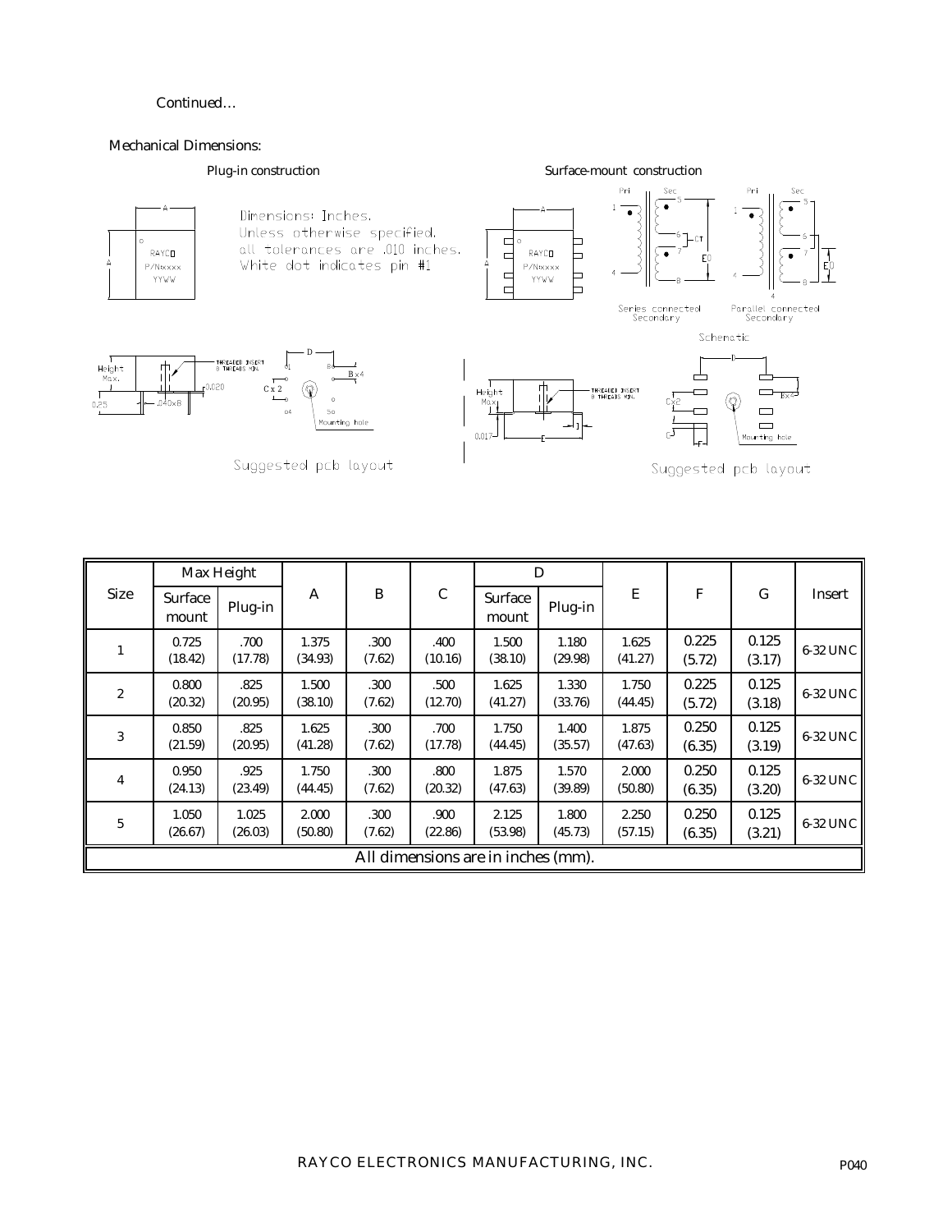Continued…

Mechanical Dimensions:

Plug-in construction

Surface-mount construction

Dimensions: Inches.
Unless otherwise specified,
all tolerances are .010 inches.
White dot indicates pin #1

Series connected Secondary

Parallel connected Secondary

Schematic

Suggested pcb layout

Suggested pcb layout

| Size | Max Height | | A | B | C | D | | E | F | G | Insert |
|---|---|---|---|---|---|---|---|---|---|---|---|
| | Surface mount | Plug-in | | | | Surface mount | Plug-in | | | | |
| 1 | 0.725 (18.42) | .700 (17.78) | 1.375 (34.93) | .300 (7.62) | .400 (10.16) | 1.500 (38.10) | 1.180 (29.98) | 1.625 (41.27) | 0.225 (5.72) | 0.125 (3.17) | 6-32 UNC |
| 2 | 0.800 (20.32) | .825 (20.95) | 1.500 (38.10) | .300 (7.62) | .500 (12.70) | 1.625 (41.27) | 1.330 (33.76) | 1.750 (44.45) | 0.225 (5.72) | 0.125 (3.18) | 6-32 UNC |
| 3 | 0.850 (21.59) | .825 (20.95) | 1.625 (41.28) | .300 (7.62) | .700 (17.78) | 1.750 (44.45) | 1.400 (35.57) | 1.875 (47.63) | 0.250 (6.35) | 0.125 (3.19) | 6-32 UNC |
| 4 | 0.950 (24.13) | .925 (23.49) | 1.750 (44.45) | .300 (7.62) | .800 (20.32) | 1.875 (47.63) | 1.570 (39.89) | 2.000 (50.80) | 0.250 (6.35) | 0.125 (3.20) | 6-32 UNC |
| 5 | 1.050 (26.67) | 1.025 (26.03) | 2.000 (50.80) | .300 (7.62) | .900 (22.86) | 2.125 (53.98) | 1.800 (45.73) | 2.250 (57.15) | 0.250 (6.35) | 0.125 (3.21) | 6-32 UNC |

All dimensions are in inches (mm).

RAYCO ELECTRONICS MANUFACTURING, INC.